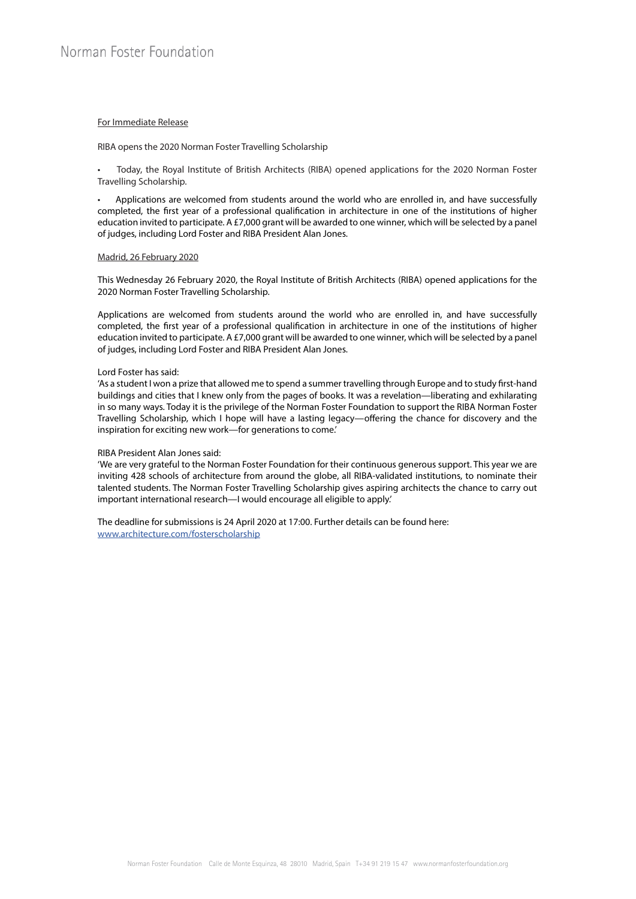# Norman Foster Foundation

For Immediate Release

RIBA opens the 2020 Norman Foster Travelling Scholarship

- Today, the Royal Institute of British Architects (RIBA) opened applications for the 2020 Norman Foster Travelling Scholarship.
- Applications are welcomed from students around the world who are enrolled in, and have successfully completed, the first year of a professional qualification in architecture in one of the institutions of higher education invited to participate. A £7,000 grant will be awarded to one winner, which will be selected by a panel of judges, including Lord Foster and RIBA President Alan Jones.

Madrid, 26 February 2020

This Wednesday 26 February 2020, the Royal Institute of British Architects (RIBA) opened applications for the 2020 Norman Foster Travelling Scholarship.

Applications are welcomed from students around the world who are enrolled in, and have successfully completed, the first year of a professional qualification in architecture in one of the institutions of higher education invited to participate. A £7,000 grant will be awarded to one winner, which will be selected by a panel of judges, including Lord Foster and RIBA President Alan Jones.

Lord Foster has said:
'As a student I won a prize that allowed me to spend a summer travelling through Europe and to study first-hand buildings and cities that I knew only from the pages of books. It was a revelation—liberating and exhilarating in so many ways. Today it is the privilege of the Norman Foster Foundation to support the RIBA Norman Foster Travelling Scholarship, which I hope will have a lasting legacy—offering the chance for discovery and the inspiration for exciting new work—for generations to come.'

RIBA President Alan Jones said:
'We are very grateful to the Norman Foster Foundation for their continuous generous support. This year we are inviting 428 schools of architecture from around the globe, all RIBA-validated institutions, to nominate their talented students. The Norman Foster Travelling Scholarship gives aspiring architects the chance to carry out important international research—I would encourage all eligible to apply.'

The deadline for submissions is 24 April 2020 at 17:00. Further details can be found here:
www.architecture.com/fosterscholarship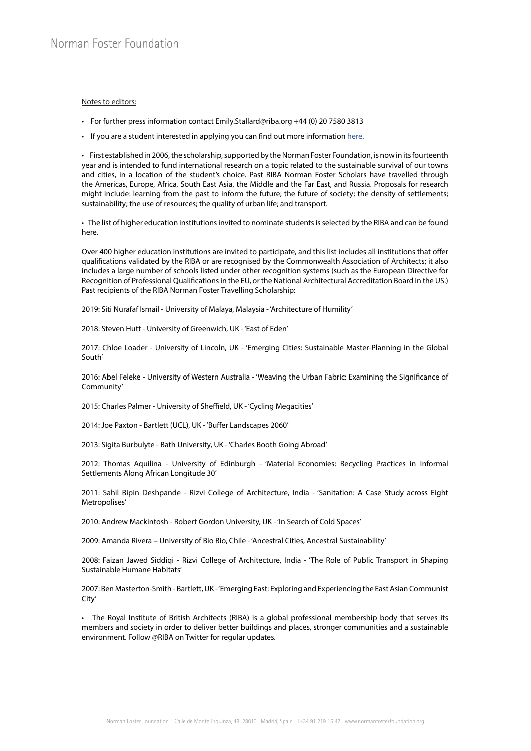Notes to editors:

- For further press information contact Emily.Stallard@riba.org +44 (0) 20 7580 3813
- If you are a student interested in applying you can find out more information here.

• First established in 2006, the scholarship, supported by the Norman Foster Foundation, is now in its fourteenth year and is intended to fund international research on a topic related to the sustainable survival of our towns and cities, in a location of the student's choice. Past RIBA Norman Foster Scholars have travelled through the Americas, Europe, Africa, South East Asia, the Middle and the Far East, and Russia. Proposals for research might include: learning from the past to inform the future; the future of society; the density of settlements; sustainability; the use of resources; the quality of urban life; and transport.

• The list of higher education institutions invited to nominate students is selected by the RIBA and can be found here.

Over 400 higher education institutions are invited to participate, and this list includes all institutions that offer qualifications validated by the RIBA or are recognised by the Commonwealth Association of Architects; it also includes a large number of schools listed under other recognition systems (such as the European Directive for Recognition of Professional Qualifications in the EU, or the National Architectural Accreditation Board in the US.) Past recipients of the RIBA Norman Foster Travelling Scholarship:

2019: Siti Nurafaf Ismail - University of Malaya, Malaysia - 'Architecture of Humility'

2018: Steven Hutt - University of Greenwich, UK - 'East of Eden'

2017: Chloe Loader - University of Lincoln, UK - 'Emerging Cities: Sustainable Master-Planning in the Global South'

2016: Abel Feleke - University of Western Australia - 'Weaving the Urban Fabric: Examining the Significance of Community'

2015: Charles Palmer - University of Sheffield, UK - 'Cycling Megacities'

2014: Joe Paxton - Bartlett (UCL), UK - 'Buffer Landscapes 2060'

2013: Sigita Burbulyte - Bath University, UK - 'Charles Booth Going Abroad'

2012: Thomas Aquilina - University of Edinburgh - 'Material Economies: Recycling Practices in Informal Settlements Along African Longitude 30'

2011: Sahil Bipin Deshpande - Rizvi College of Architecture, India - 'Sanitation: A Case Study across Eight Metropolises'

2010: Andrew Mackintosh - Robert Gordon University, UK - 'In Search of Cold Spaces'

2009: Amanda Rivera – University of Bio Bio, Chile - 'Ancestral Cities, Ancestral Sustainability'

2008: Faizan Jawed Siddiqi - Rizvi College of Architecture, India - 'The Role of Public Transport in Shaping Sustainable Humane Habitats'

2007: Ben Masterton-Smith - Bartlett, UK - 'Emerging East: Exploring and Experiencing the East Asian Communist City'

• The Royal Institute of British Architects (RIBA) is a global professional membership body that serves its members and society in order to deliver better buildings and places, stronger communities and a sustainable environment. Follow @RIBA on Twitter for regular updates.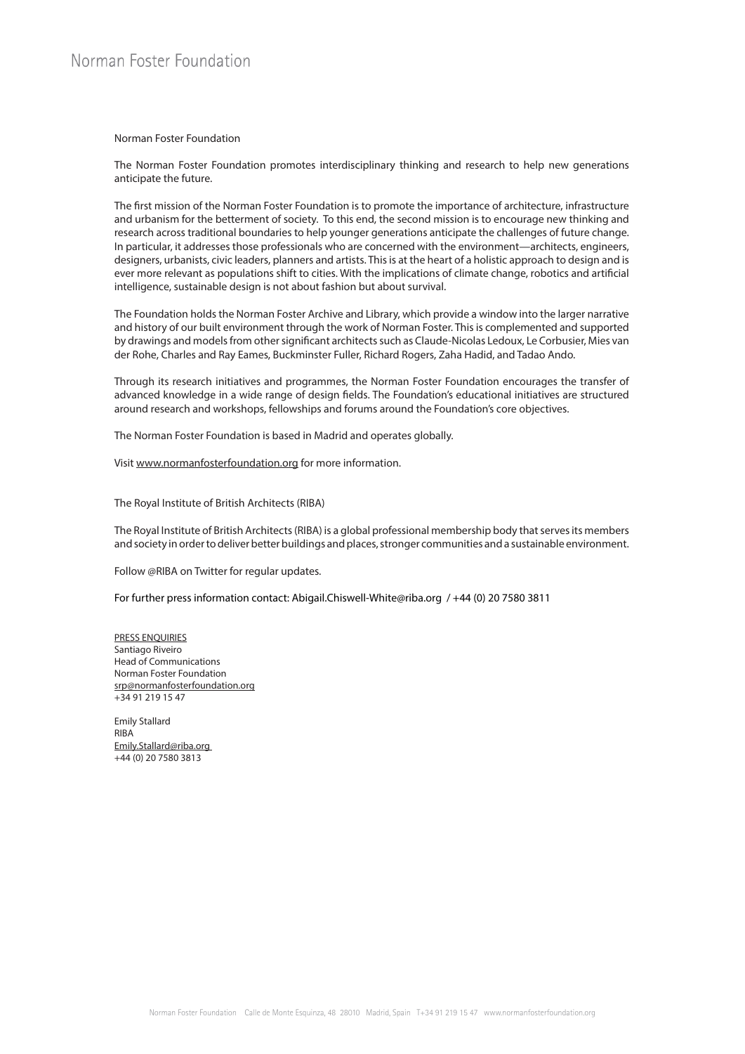## Norman Foster Foundation

The Norman Foster Foundation promotes interdisciplinary thinking and research to help new generations anticipate the future.

The first mission of the Norman Foster Foundation is to promote the importance of architecture, infrastructure and urbanism for the betterment of society. To this end, the second mission is to encourage new thinking and research across traditional boundaries to help younger generations anticipate the challenges of future change. In particular, it addresses those professionals who are concerned with the environment—architects, engineers, designers, urbanists, civic leaders, planners and artists. This is at the heart of a holistic approach to design and is ever more relevant as populations shift to cities. With the implications of climate change, robotics and artificial intelligence, sustainable design is not about fashion but about survival.

The Foundation holds the Norman Foster Archive and Library, which provide a window into the larger narrative and history of our built environment through the work of Norman Foster. This is complemented and supported by drawings and models from other significant architects such as Claude-Nicolas Ledoux, Le Corbusier, Mies van der Rohe, Charles and Ray Eames, Buckminster Fuller, Richard Rogers, Zaha Hadid, and Tadao Ando.

Through its research initiatives and programmes, the Norman Foster Foundation encourages the transfer of advanced knowledge in a wide range of design fields. The Foundation's educational initiatives are structured around research and workshops, fellowships and forums around the Foundation's core objectives.

The Norman Foster Foundation is based in Madrid and operates globally.

Visit www.normanfosterfoundation.org for more information.

## The Royal Institute of British Architects (RIBA)

The Royal Institute of British Architects (RIBA) is a global professional membership body that serves its members and society in order to deliver better buildings and places, stronger communities and a sustainable environment.

Follow @RIBA on Twitter for regular updates.

For further press information contact: Abigail.Chiswell-White@riba.org / +44 (0) 20 7580 3811

PRESS ENQUIRIES
Santiago Riveiro
Head of Communications
Norman Foster Foundation
srp@normanfosterfoundation.org
+34 91 219 15 47

Emily Stallard
RIBA
Emily.Stallard@riba.org
+44 (0) 20 7580 3813